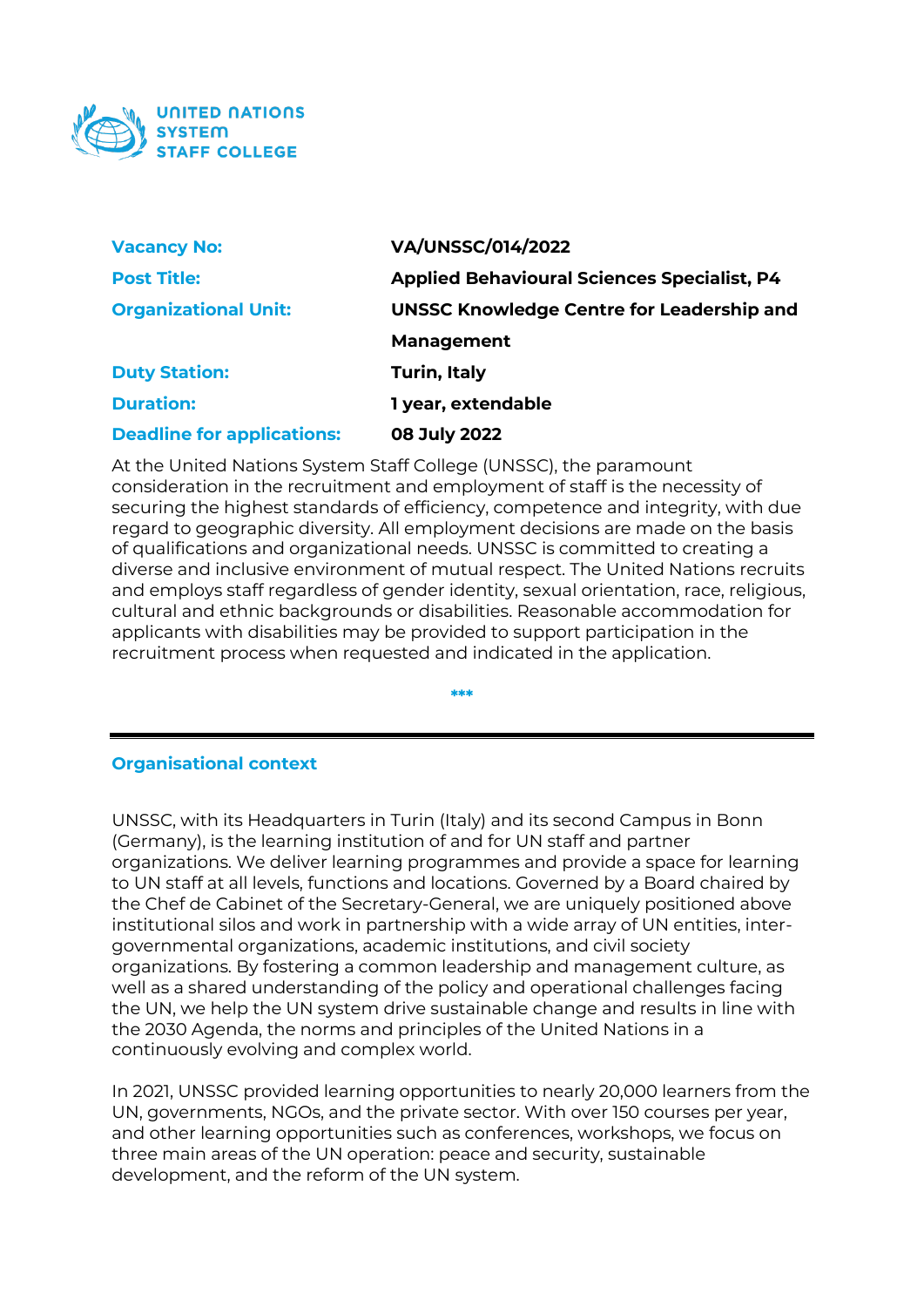UNITED NATIONS SYSTEM STAFF COLLEGE

| | |
|---|---|
| **Vacancy No:** | **VA/UNSSC/014/2022** |
| **Post Title:** | **Applied Behavioural Sciences Specialist, P4** |
| **Organizational Unit:** | **UNSSC Knowledge Centre for Leadership and Management** |
| **Duty Station:** | **Turin, Italy** |
| **Duration:** | **1 year, extendable** |
| **Deadline for applications:** | **08 July 2022** |

At the United Nations System Staff College (UNSSC), the paramount consideration in the recruitment and employment of staff is the necessity of securing the highest standards of efficiency, competence and integrity, with due regard to geographic diversity. All employment decisions are made on the basis of qualifications and organizational needs. UNSSC is committed to creating a diverse and inclusive environment of mutual respect. The United Nations recruits and employs staff regardless of gender identity, sexual orientation, race, religious, cultural and ethnic backgrounds or disabilities. Reasonable accommodation for applicants with disabilities may be provided to support participation in the recruitment process when requested and indicated in the application.

***

---

## Organisational context

UNSSC, with its Headquarters in Turin (Italy) and its second Campus in Bonn (Germany), is the learning institution of and for UN staff and partner organizations. We deliver learning programmes and provide a space for learning to UN staff at all levels, functions and locations. Governed by a Board chaired by the Chef de Cabinet of the Secretary-General, we are uniquely positioned above institutional silos and work in partnership with a wide array of UN entities, inter-governmental organizations, academic institutions, and civil society organizations. By fostering a common leadership and management culture, as well as a shared understanding of the policy and operational challenges facing the UN, we help the UN system drive sustainable change and results in line with the 2030 Agenda, the norms and principles of the United Nations in a continuously evolving and complex world.

In 2021, UNSSC provided learning opportunities to nearly 20,000 learners from the UN, governments, NGOs, and the private sector. With over 150 courses per year, and other learning opportunities such as conferences, workshops, we focus on three main areas of the UN operation: peace and security, sustainable development, and the reform of the UN system.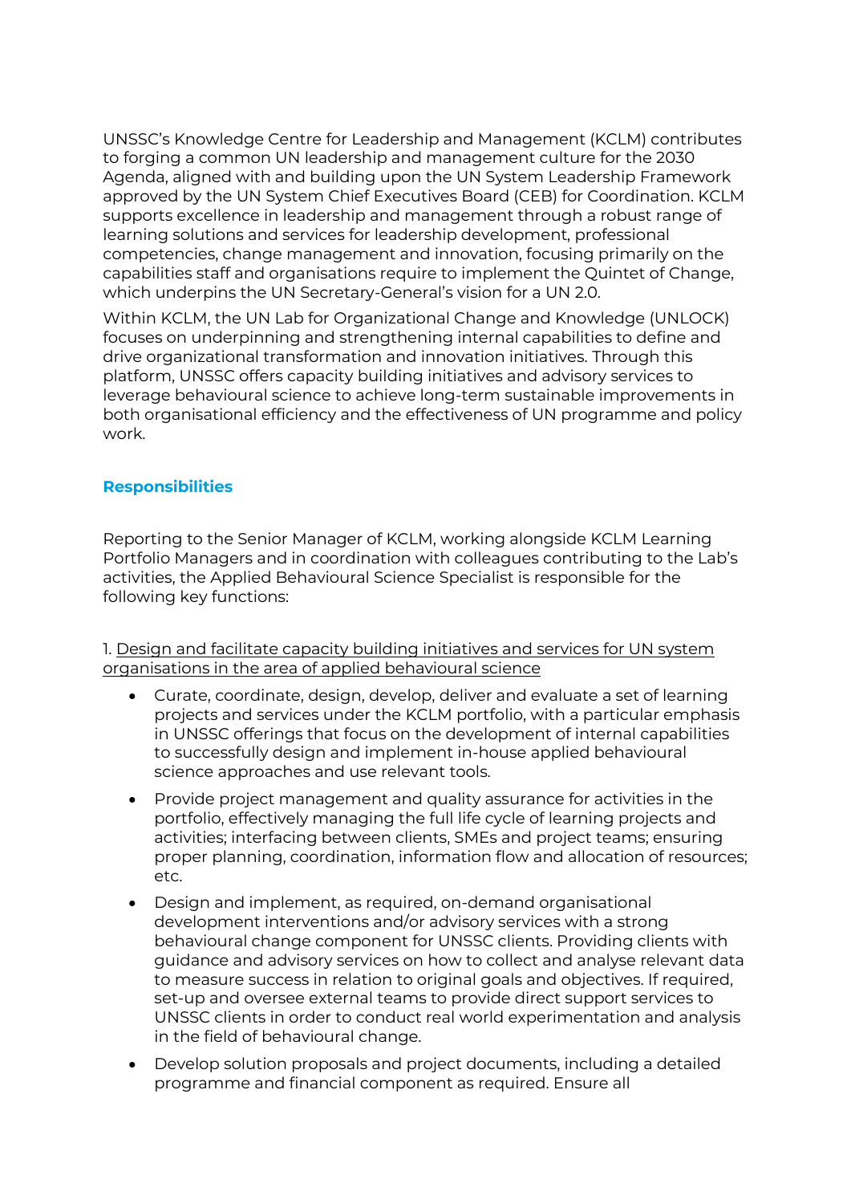UNSSC's Knowledge Centre for Leadership and Management (KCLM) contributes to forging a common UN leadership and management culture for the 2030 Agenda, aligned with and building upon the UN System Leadership Framework approved by the UN System Chief Executives Board (CEB) for Coordination. KCLM supports excellence in leadership and management through a robust range of learning solutions and services for leadership development, professional competencies, change management and innovation, focusing primarily on the capabilities staff and organisations require to implement the Quintet of Change, which underpins the UN Secretary-General's vision for a UN 2.0.

Within KCLM, the UN Lab for Organizational Change and Knowledge (UNLOCK) focuses on underpinning and strengthening internal capabilities to define and drive organizational transformation and innovation initiatives. Through this platform, UNSSC offers capacity building initiatives and advisory services to leverage behavioural science to achieve long-term sustainable improvements in both organisational efficiency and the effectiveness of UN programme and policy work.

## Responsibilities

Reporting to the Senior Manager of KCLM, working alongside KCLM Learning Portfolio Managers and in coordination with colleagues contributing to the Lab's activities, the Applied Behavioural Science Specialist is responsible for the following key functions:

1. Design and facilitate capacity building initiatives and services for UN system organisations in the area of applied behavioural science

- Curate, coordinate, design, develop, deliver and evaluate a set of learning projects and services under the KCLM portfolio, with a particular emphasis in UNSSC offerings that focus on the development of internal capabilities to successfully design and implement in-house applied behavioural science approaches and use relevant tools.
- Provide project management and quality assurance for activities in the portfolio, effectively managing the full life cycle of learning projects and activities; interfacing between clients, SMEs and project teams; ensuring proper planning, coordination, information flow and allocation of resources; etc.
- Design and implement, as required, on-demand organisational development interventions and/or advisory services with a strong behavioural change component for UNSSC clients. Providing clients with guidance and advisory services on how to collect and analyse relevant data to measure success in relation to original goals and objectives. If required, set-up and oversee external teams to provide direct support services to UNSSC clients in order to conduct real world experimentation and analysis in the field of behavioural change.
- Develop solution proposals and project documents, including a detailed programme and financial component as required. Ensure all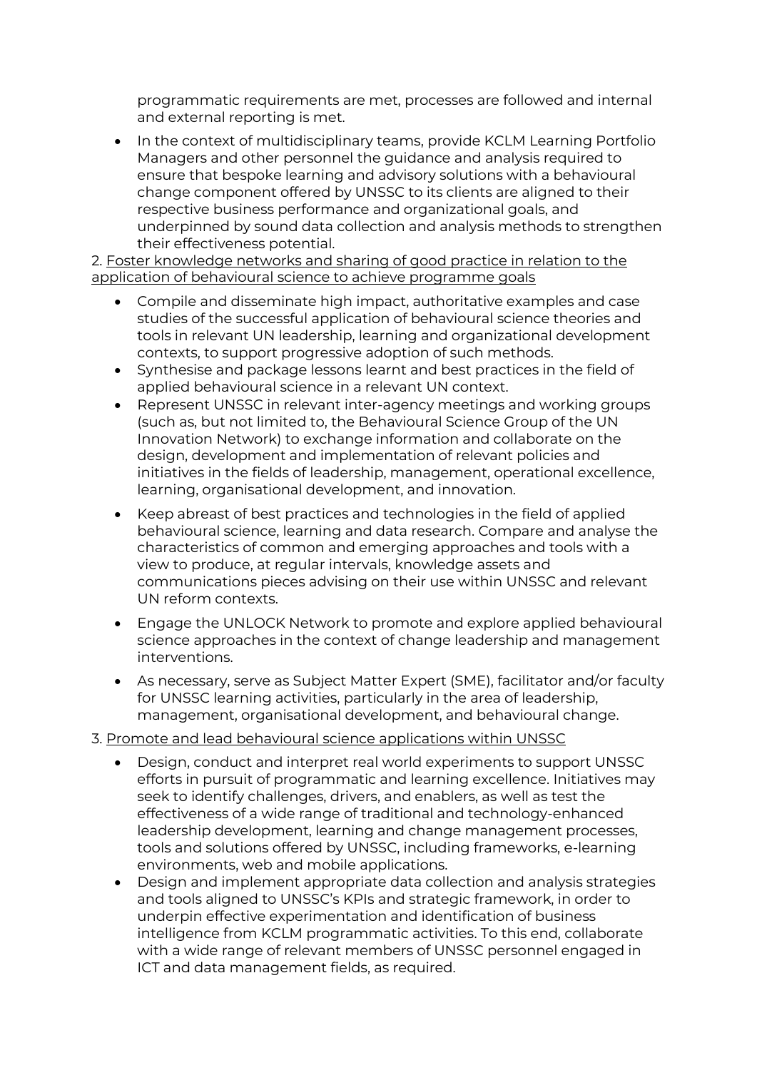programmatic requirements are met, processes are followed and internal and external reporting is met.

- In the context of multidisciplinary teams, provide KCLM Learning Portfolio Managers and other personnel the guidance and analysis required to ensure that bespoke learning and advisory solutions with a behavioural change component offered by UNSSC to its clients are aligned to their respective business performance and organizational goals, and underpinned by sound data collection and analysis methods to strengthen their effectiveness potential.

2. <u>Foster knowledge networks and sharing of good practice in relation to the application of behavioural science to achieve programme goals</u>

- Compile and disseminate high impact, authoritative examples and case studies of the successful application of behavioural science theories and tools in relevant UN leadership, learning and organizational development contexts, to support progressive adoption of such methods.
- Synthesise and package lessons learnt and best practices in the field of applied behavioural science in a relevant UN context.
- Represent UNSSC in relevant inter-agency meetings and working groups (such as, but not limited to, the Behavioural Science Group of the UN Innovation Network) to exchange information and collaborate on the design, development and implementation of relevant policies and initiatives in the fields of leadership, management, operational excellence, learning, organisational development, and innovation.
- Keep abreast of best practices and technologies in the field of applied behavioural science, learning and data research. Compare and analyse the characteristics of common and emerging approaches and tools with a view to produce, at regular intervals, knowledge assets and communications pieces advising on their use within UNSSC and relevant UN reform contexts.
- Engage the UNLOCK Network to promote and explore applied behavioural science approaches in the context of change leadership and management interventions.
- As necessary, serve as Subject Matter Expert (SME), facilitator and/or faculty for UNSSC learning activities, particularly in the area of leadership, management, organisational development, and behavioural change.

3. <u>Promote and lead behavioural science applications within UNSSC</u>

- Design, conduct and interpret real world experiments to support UNSSC efforts in pursuit of programmatic and learning excellence. Initiatives may seek to identify challenges, drivers, and enablers, as well as test the effectiveness of a wide range of traditional and technology-enhanced leadership development, learning and change management processes, tools and solutions offered by UNSSC, including frameworks, e-learning environments, web and mobile applications.
- Design and implement appropriate data collection and analysis strategies and tools aligned to UNSSC's KPIs and strategic framework, in order to underpin effective experimentation and identification of business intelligence from KCLM programmatic activities. To this end, collaborate with a wide range of relevant members of UNSSC personnel engaged in ICT and data management fields, as required.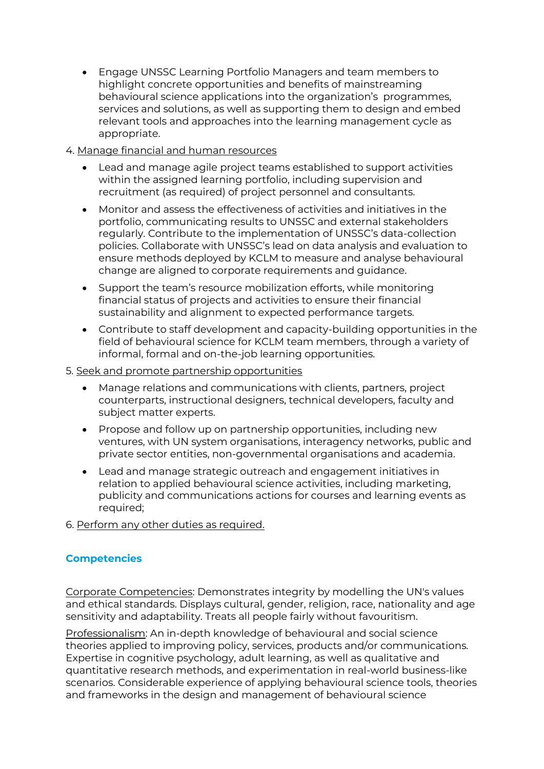- Engage UNSSC Learning Portfolio Managers and team members to highlight concrete opportunities and benefits of mainstreaming behavioural science applications into the organization's programmes, services and solutions, as well as supporting them to design and embed relevant tools and approaches into the learning management cycle as appropriate.

4. Manage financial and human resources

- Lead and manage agile project teams established to support activities within the assigned learning portfolio, including supervision and recruitment (as required) of project personnel and consultants.
- Monitor and assess the effectiveness of activities and initiatives in the portfolio, communicating results to UNSSC and external stakeholders regularly. Contribute to the implementation of UNSSC's data-collection policies. Collaborate with UNSSC's lead on data analysis and evaluation to ensure methods deployed by KCLM to measure and analyse behavioural change are aligned to corporate requirements and guidance.
- Support the team's resource mobilization efforts, while monitoring financial status of projects and activities to ensure their financial sustainability and alignment to expected performance targets.
- Contribute to staff development and capacity-building opportunities in the field of behavioural science for KCLM team members, through a variety of informal, formal and on-the-job learning opportunities.

5. Seek and promote partnership opportunities

- Manage relations and communications with clients, partners, project counterparts, instructional designers, technical developers, faculty and subject matter experts.
- Propose and follow up on partnership opportunities, including new ventures, with UN system organisations, interagency networks, public and private sector entities, non-governmental organisations and academia.
- Lead and manage strategic outreach and engagement initiatives in relation to applied behavioural science activities, including marketing, publicity and communications actions for courses and learning events as required;

6. Perform any other duties as required.

## Competencies

Corporate Competencies: Demonstrates integrity by modelling the UN's values and ethical standards. Displays cultural, gender, religion, race, nationality and age sensitivity and adaptability. Treats all people fairly without favouritism.

Professionalism: An in-depth knowledge of behavioural and social science theories applied to improving policy, services, products and/or communications. Expertise in cognitive psychology, adult learning, as well as qualitative and quantitative research methods, and experimentation in real-world business-like scenarios. Considerable experience of applying behavioural science tools, theories and frameworks in the design and management of behavioural science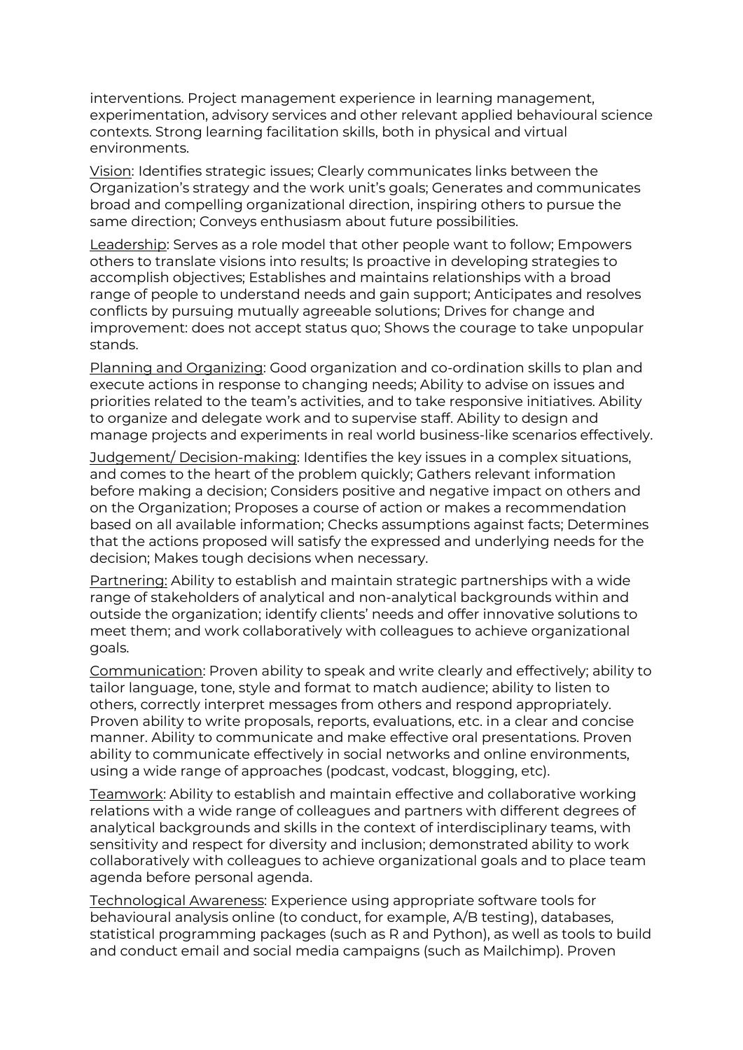interventions. Project management experience in learning management, experimentation, advisory services and other relevant applied behavioural science contexts. Strong learning facilitation skills, both in physical and virtual environments.

<u>Vision</u>: Identifies strategic issues; Clearly communicates links between the Organization's strategy and the work unit's goals; Generates and communicates broad and compelling organizational direction, inspiring others to pursue the same direction; Conveys enthusiasm about future possibilities.

<u>Leadership</u>: Serves as a role model that other people want to follow; Empowers others to translate visions into results; Is proactive in developing strategies to accomplish objectives; Establishes and maintains relationships with a broad range of people to understand needs and gain support; Anticipates and resolves conflicts by pursuing mutually agreeable solutions; Drives for change and improvement: does not accept status quo; Shows the courage to take unpopular stands.

<u>Planning and Organizing</u>: Good organization and co-ordination skills to plan and execute actions in response to changing needs; Ability to advise on issues and priorities related to the team's activities, and to take responsive initiatives. Ability to organize and delegate work and to supervise staff. Ability to design and manage projects and experiments in real world business-like scenarios effectively.

<u>Judgement/ Decision-making</u>: Identifies the key issues in a complex situations, and comes to the heart of the problem quickly; Gathers relevant information before making a decision; Considers positive and negative impact on others and on the Organization; Proposes a course of action or makes a recommendation based on all available information; Checks assumptions against facts; Determines that the actions proposed will satisfy the expressed and underlying needs for the decision; Makes tough decisions when necessary.

<u>Partnering:</u> Ability to establish and maintain strategic partnerships with a wide range of stakeholders of analytical and non-analytical backgrounds within and outside the organization; identify clients' needs and offer innovative solutions to meet them; and work collaboratively with colleagues to achieve organizational goals.

<u>Communication</u>: Proven ability to speak and write clearly and effectively; ability to tailor language, tone, style and format to match audience; ability to listen to others, correctly interpret messages from others and respond appropriately. Proven ability to write proposals, reports, evaluations, etc. in a clear and concise manner. Ability to communicate and make effective oral presentations. Proven ability to communicate effectively in social networks and online environments, using a wide range of approaches (podcast, vodcast, blogging, etc).

<u>Teamwork</u>: Ability to establish and maintain effective and collaborative working relations with a wide range of colleagues and partners with different degrees of analytical backgrounds and skills in the context of interdisciplinary teams, with sensitivity and respect for diversity and inclusion; demonstrated ability to work collaboratively with colleagues to achieve organizational goals and to place team agenda before personal agenda.

<u>Technological Awareness</u>: Experience using appropriate software tools for behavioural analysis online (to conduct, for example, A/B testing), databases, statistical programming packages (such as R and Python), as well as tools to build and conduct email and social media campaigns (such as Mailchimp). Proven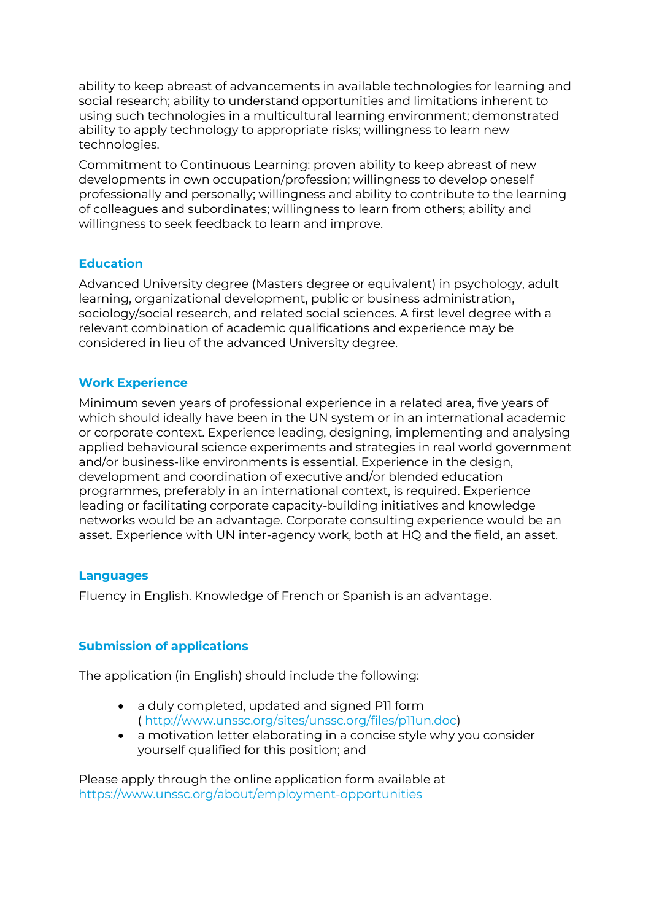ability to keep abreast of advancements in available technologies for learning and social research; ability to understand opportunities and limitations inherent to using such technologies in a multicultural learning environment; demonstrated ability to apply technology to appropriate risks; willingness to learn new technologies.

Commitment to Continuous Learning: proven ability to keep abreast of new developments in own occupation/profession; willingness to develop oneself professionally and personally; willingness and ability to contribute to the learning of colleagues and subordinates; willingness to learn from others; ability and willingness to seek feedback to learn and improve.

## Education

Advanced University degree (Masters degree or equivalent) in psychology, adult learning, organizational development, public or business administration, sociology/social research, and related social sciences. A first level degree with a relevant combination of academic qualifications and experience may be considered in lieu of the advanced University degree.

## Work Experience

Minimum seven years of professional experience in a related area, five years of which should ideally have been in the UN system or in an international academic or corporate context. Experience leading, designing, implementing and analysing applied behavioural science experiments and strategies in real world government and/or business-like environments is essential. Experience in the design, development and coordination of executive and/or blended education programmes, preferably in an international context, is required. Experience leading or facilitating corporate capacity-building initiatives and knowledge networks would be an advantage. Corporate consulting experience would be an asset. Experience with UN inter-agency work, both at HQ and the field, an asset.

## Languages

Fluency in English. Knowledge of French or Spanish is an advantage.

## Submission of applications

The application (in English) should include the following:

- a duly completed, updated and signed P11 form ( http://www.unssc.org/sites/unssc.org/files/p11un.doc)
- a motivation letter elaborating in a concise style why you consider yourself qualified for this position; and

Please apply through the online application form available at https://www.unssc.org/about/employment-opportunities